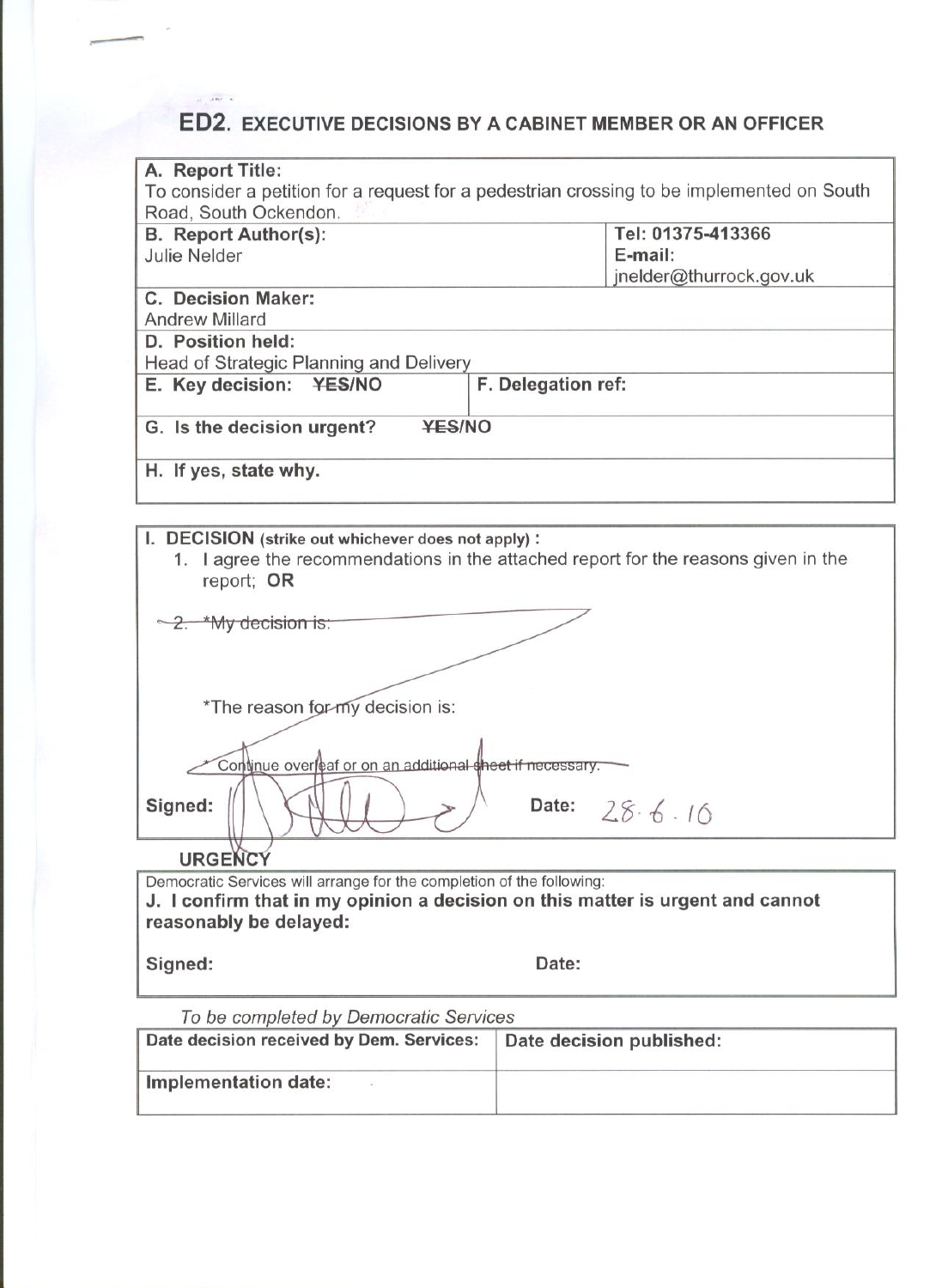## ED2. EXECUTIVE DECISIONS BY A CABINET MEMBER OR AN OFFICER

| **A. Report Title:** To consider a petition for a request for a pedestrian crossing to be implemented on South Road, South Ockendon. | |
|---|---|
| **B. Report Author(s):** Julie Nelder | **Tel: 01375-413366** **E-mail:** jnelder@thurrock.gov.uk |
| **C. Decision Maker:** Andrew Millard | |
| **D. Position held:** Head of Strategic Planning and Delivery | |
| **E. Key decision:** ~~YES~~/NO | **F. Delegation ref:** |
| **G. Is the decision urgent?** ~~YES~~/NO | |
| **H. If yes, state why.** | |

**I. DECISION** (strike out whichever does not apply) :

1. I agree the recommendations in the attached report for the reasons given in the report; **OR**

~~2. *My decision is:~~

~~*The reason for my decision is:~~

~~* Continue overleaf or on an additional sheet if necessary.~~

**Signed:** [signature] **Date:** 28.6.16

**URGENCY**

Democratic Services will arrange for the completion of the following:

**J. I confirm that in my opinion a decision on this matter is urgent and cannot reasonably be delayed:**

**Signed:** **Date:**

*To be completed by Democratic Services*

| **Date decision received by Dem. Services:** | **Date decision published:** |
|---|---|
| **Implementation date:** | |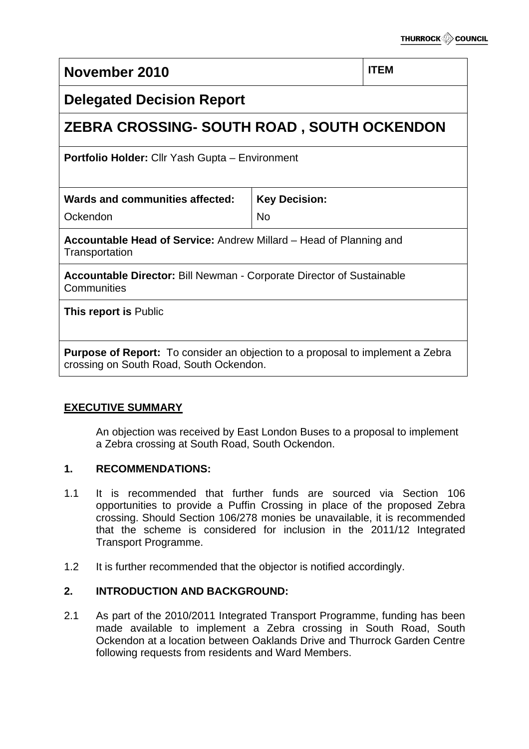| November 2010 | | ITEM |
|---|---|---|
| **Delegated Decision Report** | | |
| **ZEBRA CROSSING- SOUTH ROAD , SOUTH OCKENDON** | | |
| **Portfolio Holder:** Cllr Yash Gupta – Environment | | |
| **Wards and communities affected:** Ockendon | **Key Decision:** No | |
| **Accountable Head of Service:** Andrew Millard – Head of Planning and Transportation | | |
| **Accountable Director:** Bill Newman - Corporate Director of Sustainable Communities | | |
| **This report is** Public | | |
| **Purpose of Report:** To consider an objection to a proposal to implement a Zebra crossing on South Road, South Ockendon. | | |

## EXECUTIVE SUMMARY

An objection was received by East London Buses to a proposal to implement a Zebra crossing at South Road, South Ockendon.

### 1. RECOMMENDATIONS:

1.1 It is recommended that further funds are sourced via Section 106 opportunities to provide a Puffin Crossing in place of the proposed Zebra crossing. Should Section 106/278 monies be unavailable, it is recommended that the scheme is considered for inclusion in the 2011/12 Integrated Transport Programme.

1.2 It is further recommended that the objector is notified accordingly.

### 2. INTRODUCTION AND BACKGROUND:

2.1 As part of the 2010/2011 Integrated Transport Programme, funding has been made available to implement a Zebra crossing in South Road, South Ockendon at a location between Oaklands Drive and Thurrock Garden Centre following requests from residents and Ward Members.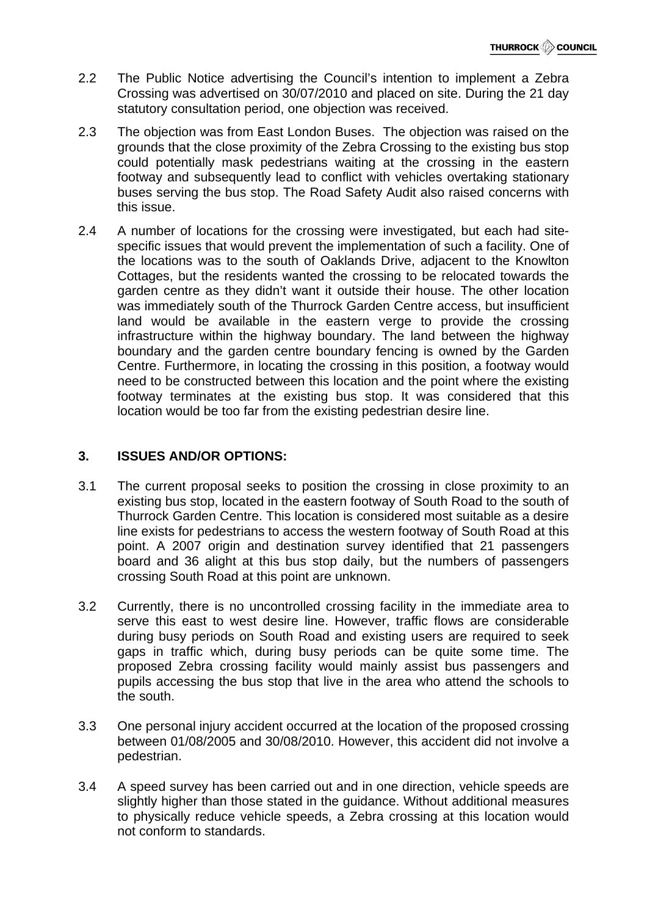2.2 The Public Notice advertising the Council's intention to implement a Zebra Crossing was advertised on 30/07/2010 and placed on site. During the 21 day statutory consultation period, one objection was received.

2.3 The objection was from East London Buses. The objection was raised on the grounds that the close proximity of the Zebra Crossing to the existing bus stop could potentially mask pedestrians waiting at the crossing in the eastern footway and subsequently lead to conflict with vehicles overtaking stationary buses serving the bus stop. The Road Safety Audit also raised concerns with this issue.

2.4 A number of locations for the crossing were investigated, but each had site-specific issues that would prevent the implementation of such a facility. One of the locations was to the south of Oaklands Drive, adjacent to the Knowlton Cottages, but the residents wanted the crossing to be relocated towards the garden centre as they didn't want it outside their house. The other location was immediately south of the Thurrock Garden Centre access, but insufficient land would be available in the eastern verge to provide the crossing infrastructure within the highway boundary. The land between the highway boundary and the garden centre boundary fencing is owned by the Garden Centre. Furthermore, in locating the crossing in this position, a footway would need to be constructed between this location and the point where the existing footway terminates at the existing bus stop. It was considered that this location would be too far from the existing pedestrian desire line.

## 3. ISSUES AND/OR OPTIONS:

3.1 The current proposal seeks to position the crossing in close proximity to an existing bus stop, located in the eastern footway of South Road to the south of Thurrock Garden Centre. This location is considered most suitable as a desire line exists for pedestrians to access the western footway of South Road at this point. A 2007 origin and destination survey identified that 21 passengers board and 36 alight at this bus stop daily, but the numbers of passengers crossing South Road at this point are unknown.

3.2 Currently, there is no uncontrolled crossing facility in the immediate area to serve this east to west desire line. However, traffic flows are considerable during busy periods on South Road and existing users are required to seek gaps in traffic which, during busy periods can be quite some time. The proposed Zebra crossing facility would mainly assist bus passengers and pupils accessing the bus stop that live in the area who attend the schools to the south.

3.3 One personal injury accident occurred at the location of the proposed crossing between 01/08/2005 and 30/08/2010. However, this accident did not involve a pedestrian.

3.4 A speed survey has been carried out and in one direction, vehicle speeds are slightly higher than those stated in the guidance. Without additional measures to physically reduce vehicle speeds, a Zebra crossing at this location would not conform to standards.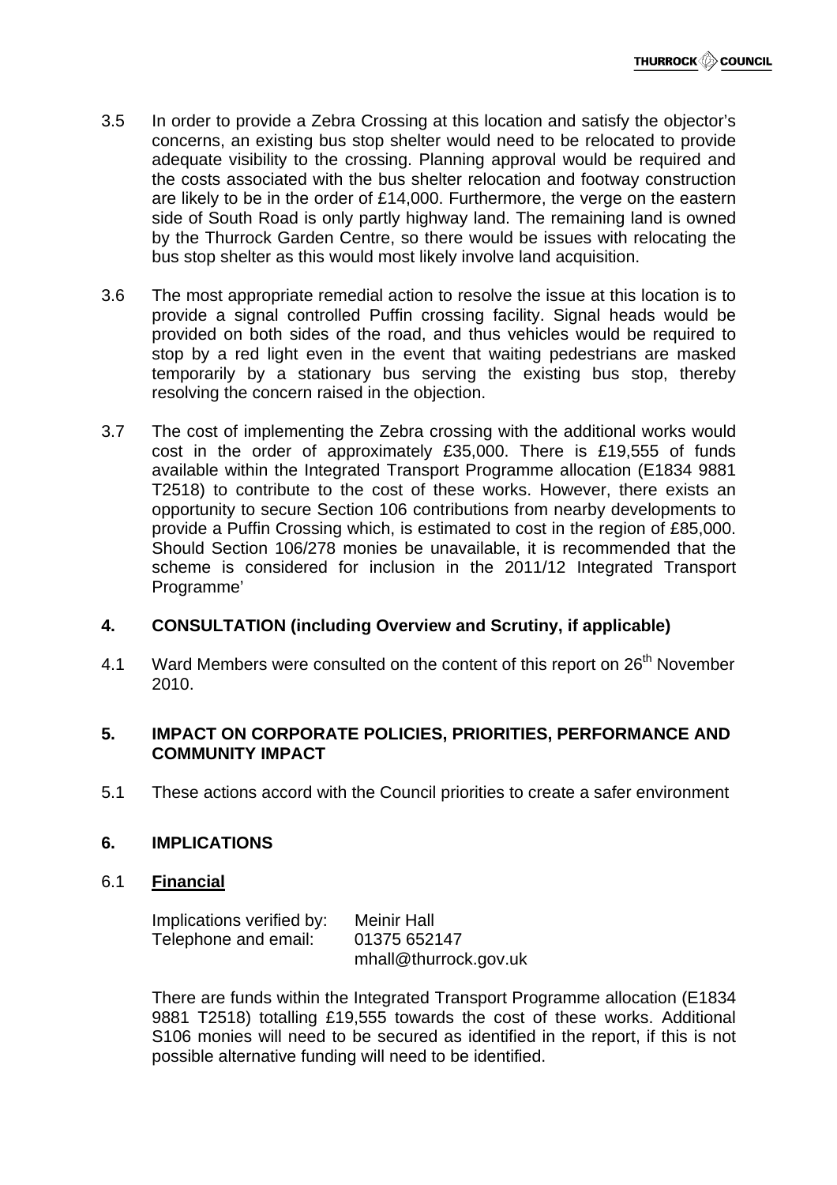3.5 In order to provide a Zebra Crossing at this location and satisfy the objector's concerns, an existing bus stop shelter would need to be relocated to provide adequate visibility to the crossing. Planning approval would be required and the costs associated with the bus shelter relocation and footway construction are likely to be in the order of £14,000. Furthermore, the verge on the eastern side of South Road is only partly highway land. The remaining land is owned by the Thurrock Garden Centre, so there would be issues with relocating the bus stop shelter as this would most likely involve land acquisition.

3.6 The most appropriate remedial action to resolve the issue at this location is to provide a signal controlled Puffin crossing facility. Signal heads would be provided on both sides of the road, and thus vehicles would be required to stop by a red light even in the event that waiting pedestrians are masked temporarily by a stationary bus serving the existing bus stop, thereby resolving the concern raised in the objection.

3.7 The cost of implementing the Zebra crossing with the additional works would cost in the order of approximately £35,000. There is £19,555 of funds available within the Integrated Transport Programme allocation (E1834 9881 T2518) to contribute to the cost of these works. However, there exists an opportunity to secure Section 106 contributions from nearby developments to provide a Puffin Crossing which, is estimated to cost in the region of £85,000. Should Section 106/278 monies be unavailable, it is recommended that the scheme is considered for inclusion in the 2011/12 Integrated Transport Programme'

## 4. CONSULTATION (including Overview and Scrutiny, if applicable)

4.1 Ward Members were consulted on the content of this report on 26th November 2010.

## 5. IMPACT ON CORPORATE POLICIES, PRIORITIES, PERFORMANCE AND COMMUNITY IMPACT

5.1 These actions accord with the Council priorities to create a safer environment

## 6. IMPLICATIONS

### 6.1 Financial

Implications verified by: Meinir Hall
Telephone and email: 01375 652147
mhall@thurrock.gov.uk

There are funds within the Integrated Transport Programme allocation (E1834 9881 T2518) totalling £19,555 towards the cost of these works. Additional S106 monies will need to be secured as identified in the report, if this is not possible alternative funding will need to be identified.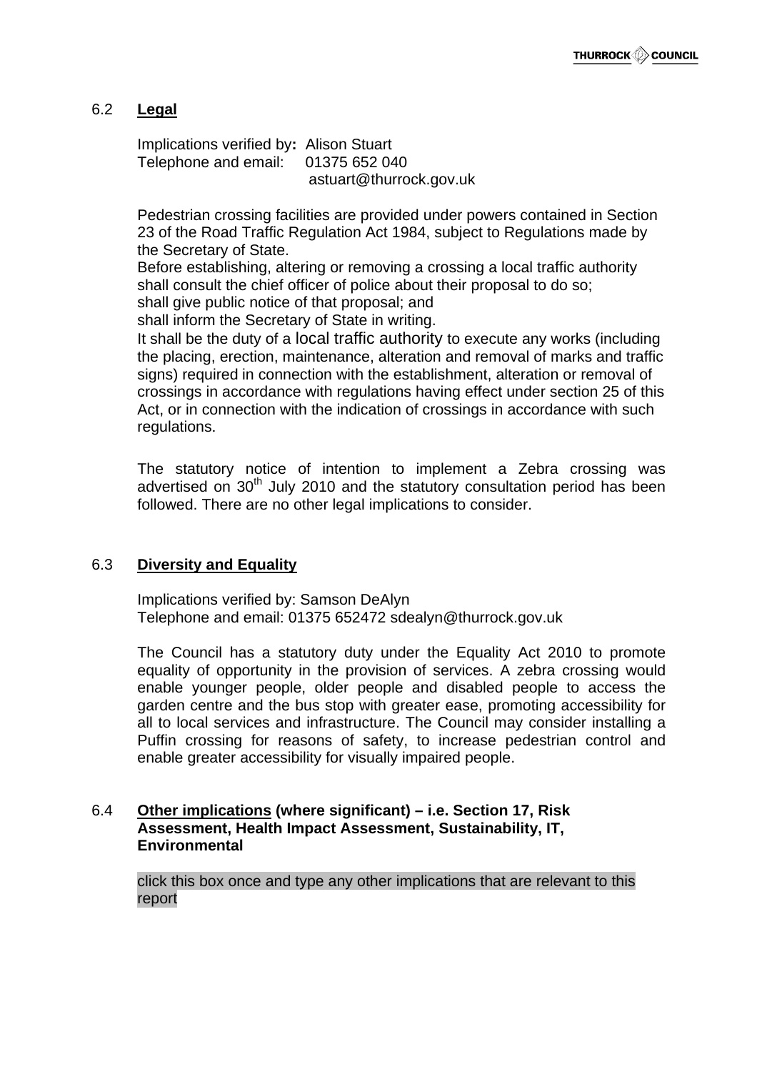### 6.2 **Legal**

Implications verified by**:** Alison Stuart
Telephone and email: 01375 652 040
astuart@thurrock.gov.uk

Pedestrian crossing facilities are provided under powers contained in Section 23 of the Road Traffic Regulation Act 1984, subject to Regulations made by the Secretary of State.
Before establishing, altering or removing a crossing a local traffic authority shall consult the chief officer of police about their proposal to do so;
shall give public notice of that proposal; and
shall inform the Secretary of State in writing.
It shall be the duty of a local traffic authority to execute any works (including the placing, erection, maintenance, alteration and removal of marks and traffic signs) required in connection with the establishment, alteration or removal of crossings in accordance with regulations having effect under section 25 of this Act, or in connection with the indication of crossings in accordance with such regulations.

The statutory notice of intention to implement a Zebra crossing was advertised on 30th July 2010 and the statutory consultation period has been followed. There are no other legal implications to consider.

### 6.3 **Diversity and Equality**

Implications verified by: Samson DeAlyn
Telephone and email: 01375 652472 sdealyn@thurrock.gov.uk

The Council has a statutory duty under the Equality Act 2010 to promote equality of opportunity in the provision of services. A zebra crossing would enable younger people, older people and disabled people to access the garden centre and the bus stop with greater ease, promoting accessibility for all to local services and infrastructure. The Council may consider installing a Puffin crossing for reasons of safety, to increase pedestrian control and enable greater accessibility for visually impaired people.

### 6.4 **Other implications (where significant) – i.e. Section 17, Risk Assessment, Health Impact Assessment, Sustainability, IT, Environmental**

click this box once and type any other implications that are relevant to this report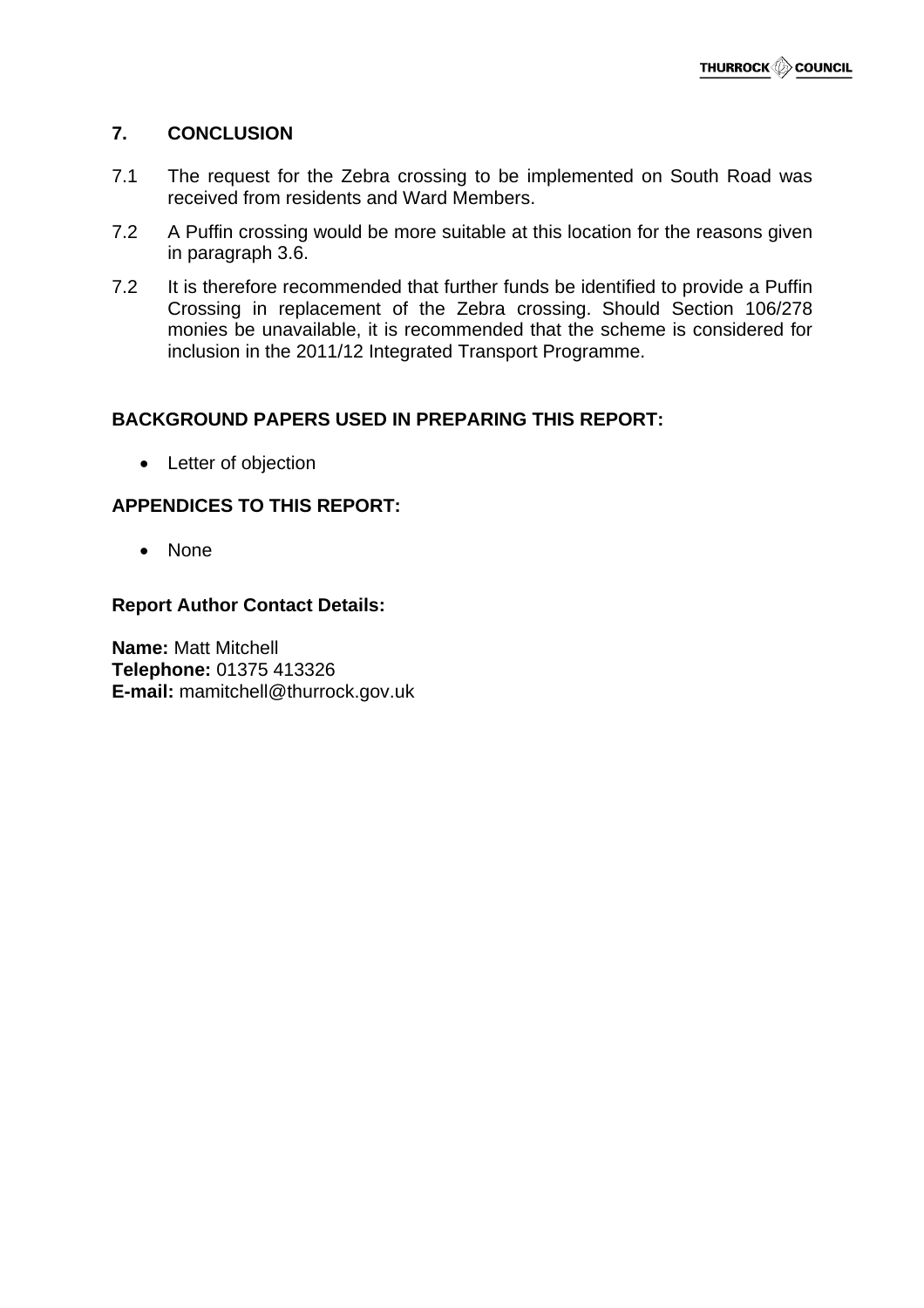## 7. CONCLUSION

7.1 The request for the Zebra crossing to be implemented on South Road was received from residents and Ward Members.

7.2 A Puffin crossing would be more suitable at this location for the reasons given in paragraph 3.6.

7.2 It is therefore recommended that further funds be identified to provide a Puffin Crossing in replacement of the Zebra crossing. Should Section 106/278 monies be unavailable, it is recommended that the scheme is considered for inclusion in the 2011/12 Integrated Transport Programme.

**BACKGROUND PAPERS USED IN PREPARING THIS REPORT:**

- Letter of objection

**APPENDICES TO THIS REPORT:**

- None

**Report Author Contact Details:**

**Name:** Matt Mitchell
**Telephone:** 01375 413326
**E-mail:** mamitchell@thurrock.gov.uk